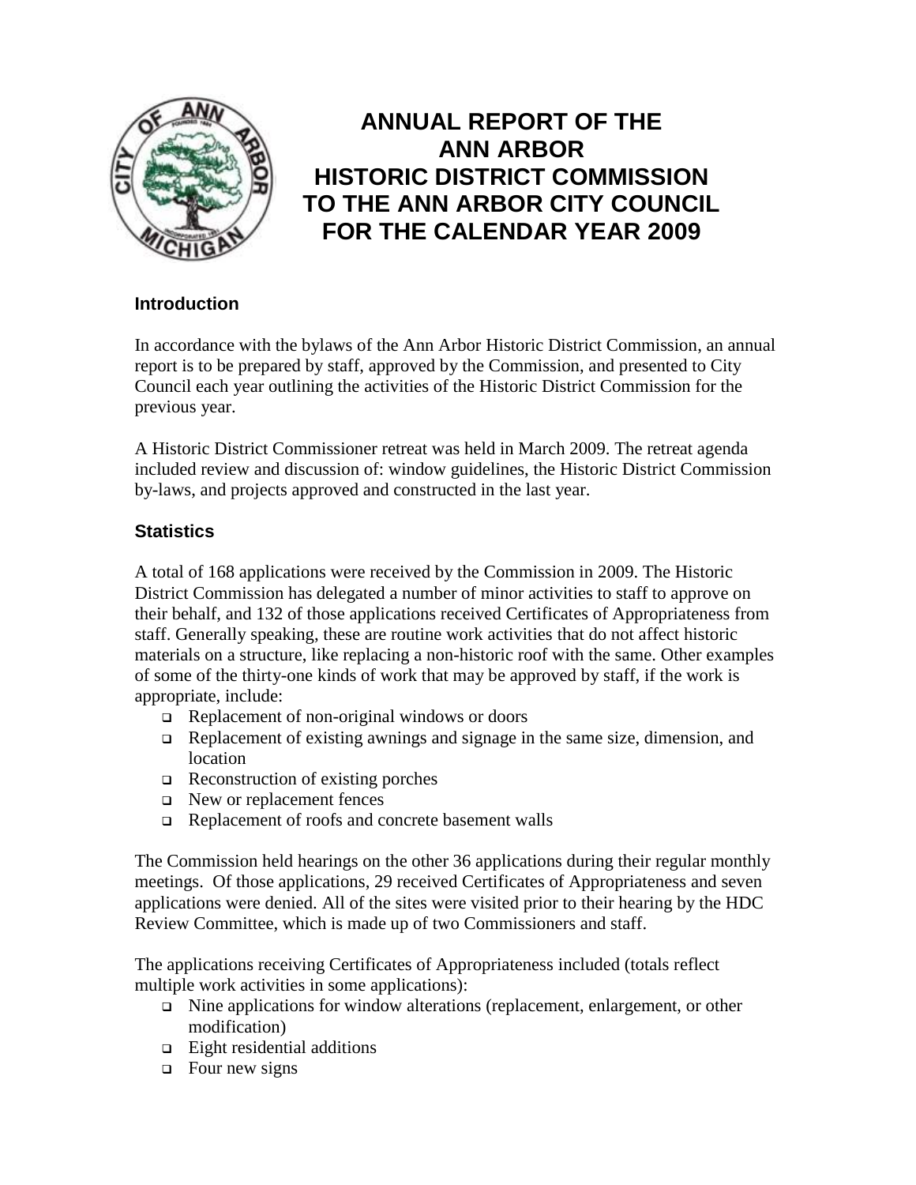# ANNUAL REPORT OF THE ANN ARBOR HISTORIC DISTRICT COMMISSION TO THE ANN ARBOR CITY COUNCIL FOR THE CALENDAR YEAR 2009

## Introduction

In accordance with the bylaws of the Ann Arbor Historic District Commission, an annual report is to be prepared by staff, approved by the Commission, and presented to City Council each year outlining the activities of the Historic District Commission for the previous year.

A Historic District Commissioner retreat was held in March 2009. The retreat agenda included review and discussion of: window guidelines, the Historic District Commission by-laws, and projects approved and constructed in the last year.

## Statistics

A total of 168 applications were received by the Commission in 2009. The Historic District Commission has delegated a number of minor activities to staff to approve on their behalf, and 132 of those applications received Certificates of Appropriateness from staff. Generally speaking, these are routine work activities that do not affect historic materials on a structure, like replacing a non-historic roof with the same. Other examples of some of the thirty-one kinds of work that may be approved by staff, if the work is appropriate, include:

- Replacement of non-original windows or doors
- Replacement of existing awnings and signage in the same size, dimension, and location
- Reconstruction of existing porches
- New or replacement fences
- Replacement of roofs and concrete basement walls

The Commission held hearings on the other 36 applications during their regular monthly meetings. Of those applications, 29 received Certificates of Appropriateness and seven applications were denied. All of the sites were visited prior to their hearing by the HDC Review Committee, which is made up of two Commissioners and staff.

The applications receiving Certificates of Appropriateness included (totals reflect multiple work activities in some applications):

- Nine applications for window alterations (replacement, enlargement, or other modification)
- Eight residential additions
- Four new signs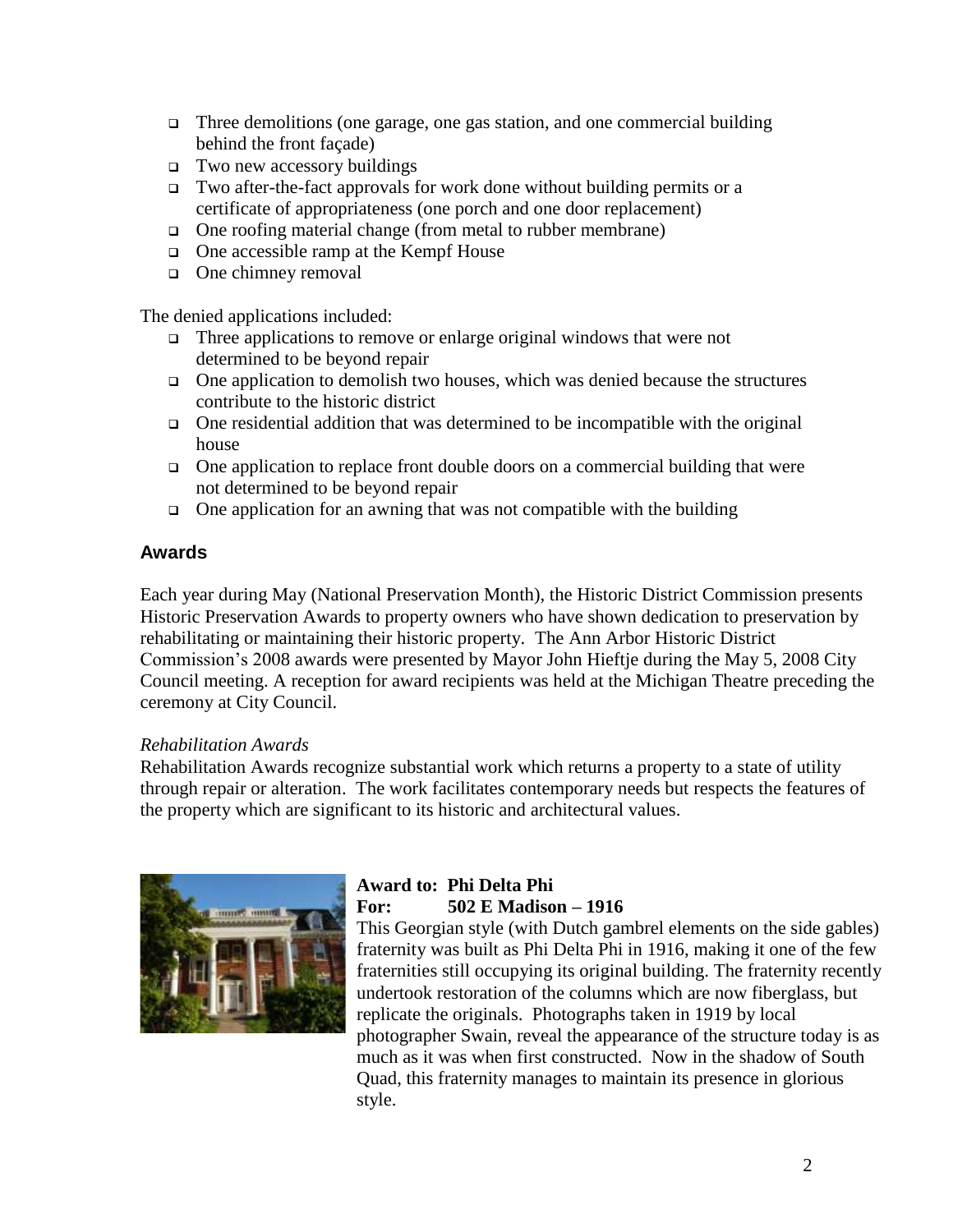- Three demolitions (one garage, one gas station, and one commercial building behind the front façade)
- Two new accessory buildings
- Two after-the-fact approvals for work done without building permits or a certificate of appropriateness (one porch and one door replacement)
- One roofing material change (from metal to rubber membrane)
- One accessible ramp at the Kempf House
- One chimney removal

The denied applications included:

- Three applications to remove or enlarge original windows that were not determined to be beyond repair
- One application to demolish two houses, which was denied because the structures contribute to the historic district
- One residential addition that was determined to be incompatible with the original house
- One application to replace front double doors on a commercial building that were not determined to be beyond repair
- One application for an awning that was not compatible with the building

## Awards

Each year during May (National Preservation Month), the Historic District Commission presents Historic Preservation Awards to property owners who have shown dedication to preservation by rehabilitating or maintaining their historic property. The Ann Arbor Historic District Commission's 2008 awards were presented by Mayor John Hieftje during the May 5, 2008 City Council meeting. A reception for award recipients was held at the Michigan Theatre preceding the ceremony at City Council.

*Rehabilitation Awards*

Rehabilitation Awards recognize substantial work which returns a property to a state of utility through repair or alteration. The work facilitates contemporary needs but respects the features of the property which are significant to its historic and architectural values.

**Award to: Phi Delta Phi**
**For: 502 E Madison – 1916**

This Georgian style (with Dutch gambrel elements on the side gables) fraternity was built as Phi Delta Phi in 1916, making it one of the few fraternities still occupying its original building. The fraternity recently undertook restoration of the columns which are now fiberglass, but replicate the originals. Photographs taken in 1919 by local photographer Swain, reveal the appearance of the structure today is as much as it was when first constructed. Now in the shadow of South Quad, this fraternity manages to maintain its presence in glorious style.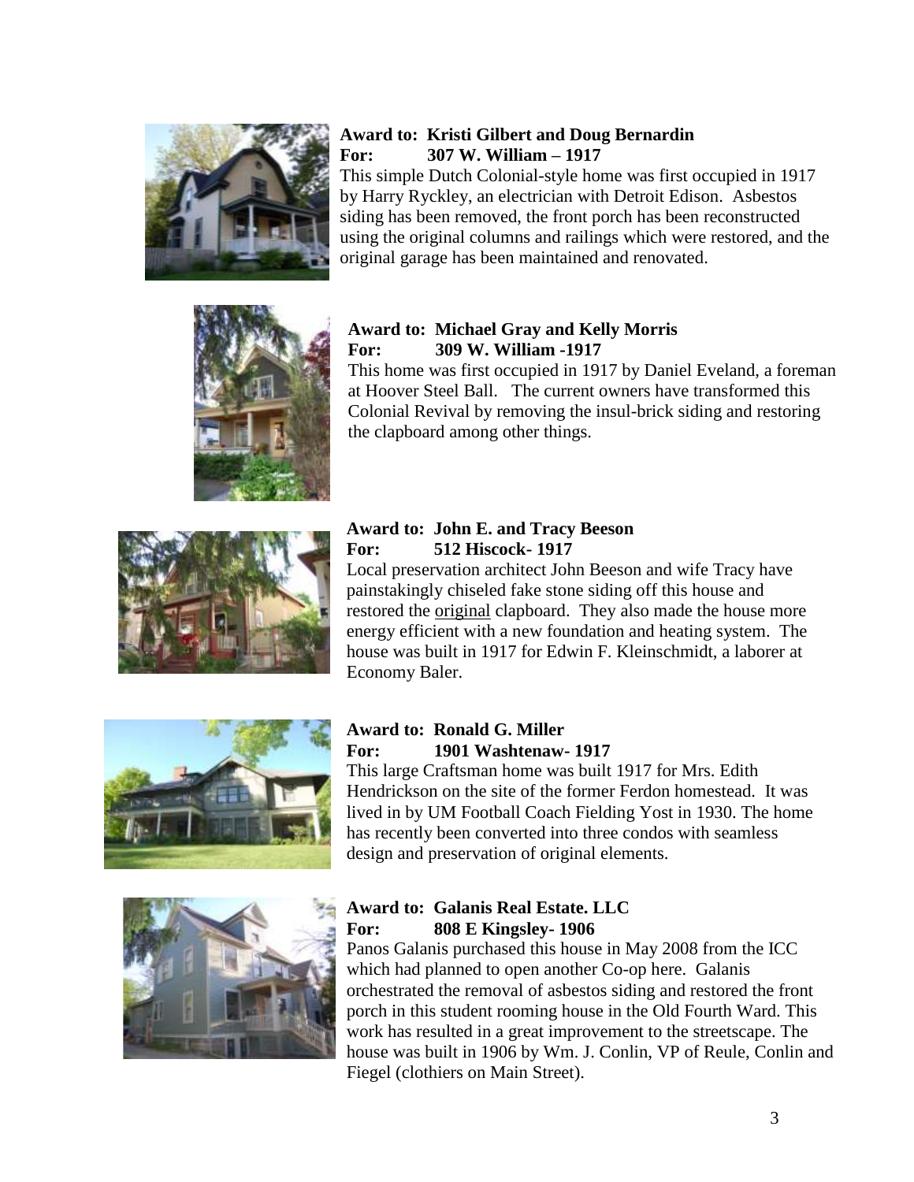**Award to: Kristi Gilbert and Doug Bernardin**
**For: 307 W. William – 1917**

This simple Dutch Colonial-style home was first occupied in 1917 by Harry Ryckley, an electrician with Detroit Edison. Asbestos siding has been removed, the front porch has been reconstructed using the original columns and railings which were restored, and the original garage has been maintained and renovated.

**Award to: Michael Gray and Kelly Morris**
**For: 309 W. William -1917**

This home was first occupied in 1917 by Daniel Eveland, a foreman at Hoover Steel Ball. The current owners have transformed this Colonial Revival by removing the insul-brick siding and restoring the clapboard among other things.

**Award to: John E. and Tracy Beeson**
**For: 512 Hiscock- 1917**

Local preservation architect John Beeson and wife Tracy have painstakingly chiseled fake stone siding off this house and restored the original clapboard. They also made the house more energy efficient with a new foundation and heating system. The house was built in 1917 for Edwin F. Kleinschmidt, a laborer at Economy Baler.

**Award to: Ronald G. Miller**
**For: 1901 Washtenaw- 1917**

This large Craftsman home was built 1917 for Mrs. Edith Hendrickson on the site of the former Ferdon homestead. It was lived in by UM Football Coach Fielding Yost in 1930. The home has recently been converted into three condos with seamless design and preservation of original elements.

**Award to: Galanis Real Estate. LLC**
**For: 808 E Kingsley- 1906**

Panos Galanis purchased this house in May 2008 from the ICC which had planned to open another Co-op here. Galanis orchestrated the removal of asbestos siding and restored the front porch in this student rooming house in the Old Fourth Ward. This work has resulted in a great improvement to the streetscape. The house was built in 1906 by Wm. J. Conlin, VP of Reule, Conlin and Fiegel (clothiers on Main Street).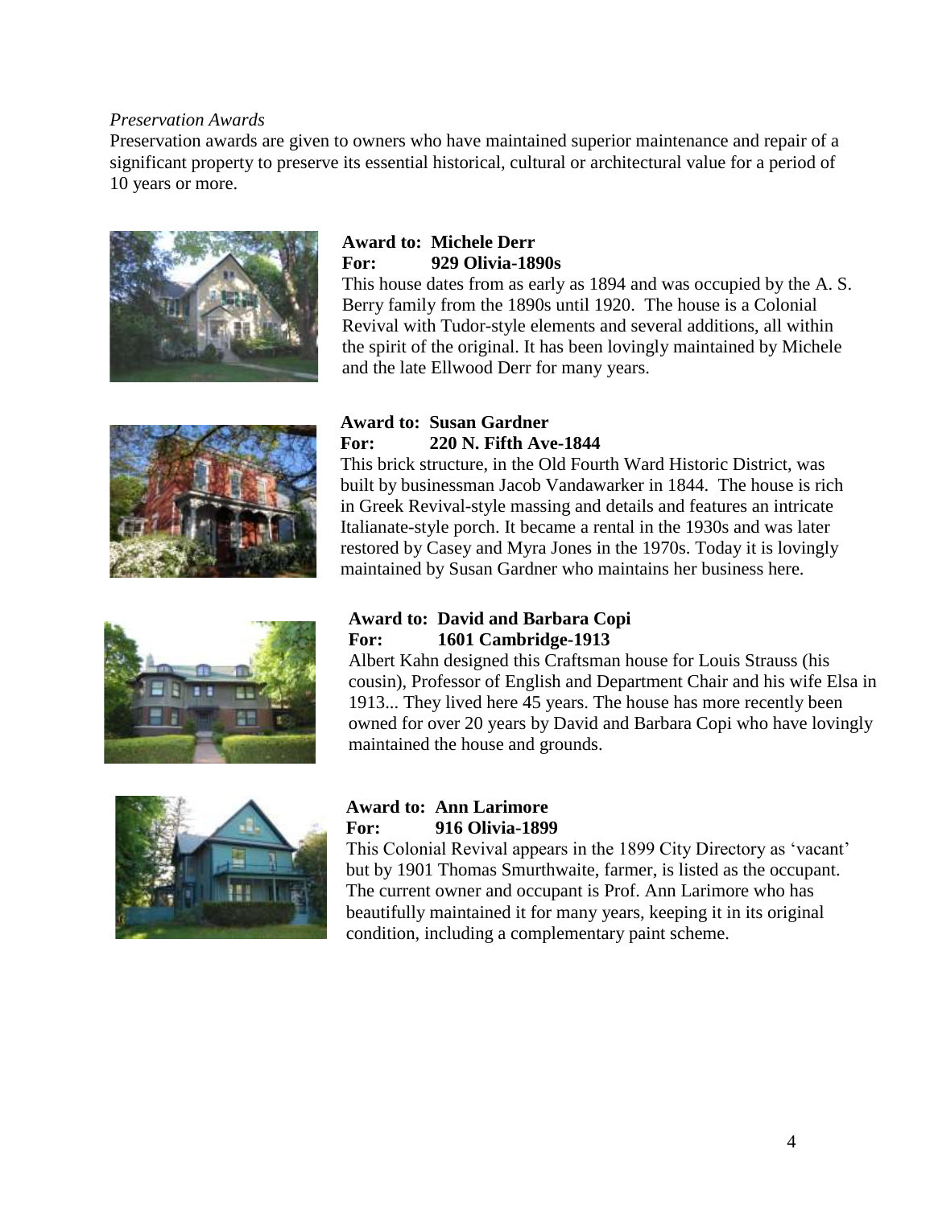*Preservation Awards*

Preservation awards are given to owners who have maintained superior maintenance and repair of a significant property to preserve its essential historical, cultural or architectural value for a period of 10 years or more.

**Award to: Michele Derr**
**For: 929 Olivia-1890s**

This house dates from as early as 1894 and was occupied by the A. S. Berry family from the 1890s until 1920. The house is a Colonial Revival with Tudor-style elements and several additions, all within the spirit of the original. It has been lovingly maintained by Michele and the late Ellwood Derr for many years.

**Award to: Susan Gardner**
**For: 220 N. Fifth Ave-1844**

This brick structure, in the Old Fourth Ward Historic District, was built by businessman Jacob Vandawarker in 1844. The house is rich in Greek Revival-style massing and details and features an intricate Italianate-style porch. It became a rental in the 1930s and was later restored by Casey and Myra Jones in the 1970s. Today it is lovingly maintained by Susan Gardner who maintains her business here.

**Award to: David and Barbara Copi**
**For: 1601 Cambridge-1913**

Albert Kahn designed this Craftsman house for Louis Strauss (his cousin), Professor of English and Department Chair and his wife Elsa in 1913... They lived here 45 years. The house has more recently been owned for over 20 years by David and Barbara Copi who have lovingly maintained the house and grounds.

**Award to: Ann Larimore**
**For: 916 Olivia-1899**

This Colonial Revival appears in the 1899 City Directory as 'vacant' but by 1901 Thomas Smurthwaite, farmer, is listed as the occupant. The current owner and occupant is Prof. Ann Larimore who has beautifully maintained it for many years, keeping it in its original condition, including a complementary paint scheme.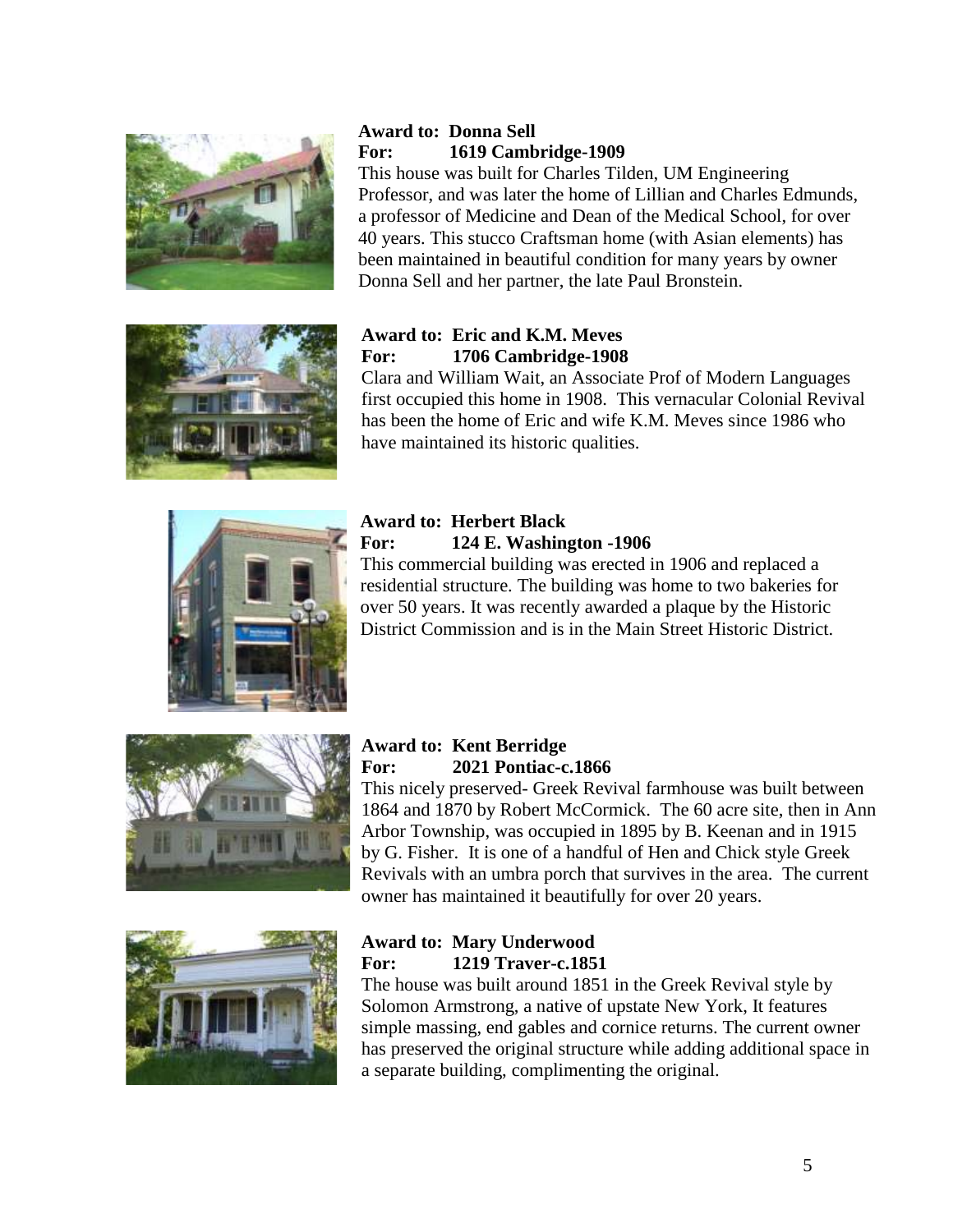**Award to: Donna Sell**
**For: 1619 Cambridge-1909**

This house was built for Charles Tilden, UM Engineering Professor, and was later the home of Lillian and Charles Edmunds, a professor of Medicine and Dean of the Medical School, for over 40 years. This stucco Craftsman home (with Asian elements) has been maintained in beautiful condition for many years by owner Donna Sell and her partner, the late Paul Bronstein.

**Award to: Eric and K.M. Meves**
**For: 1706 Cambridge-1908**

Clara and William Wait, an Associate Prof of Modern Languages first occupied this home in 1908. This vernacular Colonial Revival has been the home of Eric and wife K.M. Meves since 1986 who have maintained its historic qualities.

**Award to: Herbert Black**
**For: 124 E. Washington -1906**

This commercial building was erected in 1906 and replaced a residential structure. The building was home to two bakeries for over 50 years. It was recently awarded a plaque by the Historic District Commission and is in the Main Street Historic District.

**Award to: Kent Berridge**
**For: 2021 Pontiac-c.1866**

This nicely preserved- Greek Revival farmhouse was built between 1864 and 1870 by Robert McCormick. The 60 acre site, then in Ann Arbor Township, was occupied in 1895 by B. Keenan and in 1915 by G. Fisher. It is one of a handful of Hen and Chick style Greek Revivals with an umbra porch that survives in the area. The current owner has maintained it beautifully for over 20 years.

**Award to: Mary Underwood**
**For: 1219 Traver-c.1851**

The house was built around 1851 in the Greek Revival style by Solomon Armstrong, a native of upstate New York, It features simple massing, end gables and cornice returns. The current owner has preserved the original structure while adding additional space in a separate building, complimenting the original.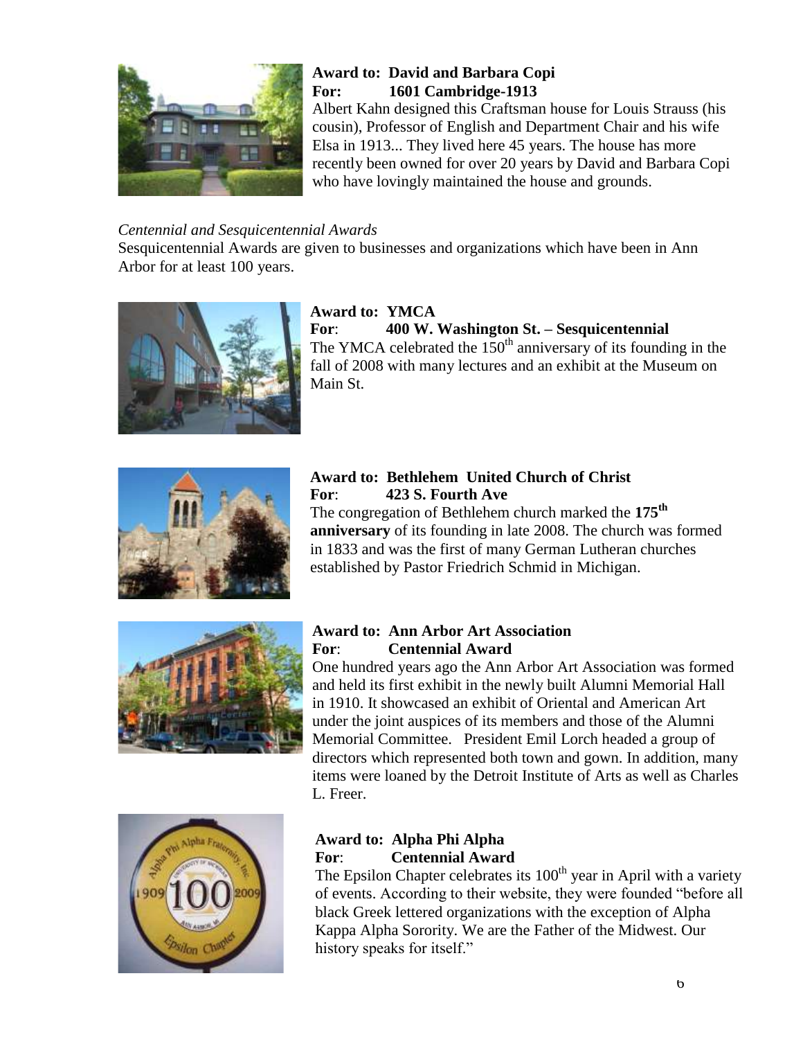**Award to: David and Barbara Copi**
**For: 1601 Cambridge-1913**
Albert Kahn designed this Craftsman house for Louis Strauss (his cousin), Professor of English and Department Chair and his wife Elsa in 1913... They lived here 45 years. The house has more recently been owned for over 20 years by David and Barbara Copi who have lovingly maintained the house and grounds.

*Centennial and Sesquicentennial Awards*
Sesquicentennial Awards are given to businesses and organizations which have been in Ann Arbor for at least 100 years.

**Award to: YMCA**
**For: 400 W. Washington St. – Sesquicentennial**
The YMCA celebrated the 150th anniversary of its founding in the fall of 2008 with many lectures and an exhibit at the Museum on Main St.

**Award to: Bethlehem United Church of Christ**
**For: 423 S. Fourth Ave**
The congregation of Bethlehem church marked the **175th anniversary** of its founding in late 2008. The church was formed in 1833 and was the first of many German Lutheran churches established by Pastor Friedrich Schmid in Michigan.

**Award to: Ann Arbor Art Association**
**For: Centennial Award**
One hundred years ago the Ann Arbor Art Association was formed and held its first exhibit in the newly built Alumni Memorial Hall in 1910. It showcased an exhibit of Oriental and American Art under the joint auspices of its members and those of the Alumni Memorial Committee. President Emil Lorch headed a group of directors which represented both town and gown. In addition, many items were loaned by the Detroit Institute of Arts as well as Charles L. Freer.

**Award to: Alpha Phi Alpha**
**For: Centennial Award**
The Epsilon Chapter celebrates its 100th year in April with a variety of events. According to their website, they were founded "before all black Greek lettered organizations with the exception of Alpha Kappa Alpha Sorority. We are the Father of the Midwest. Our history speaks for itself."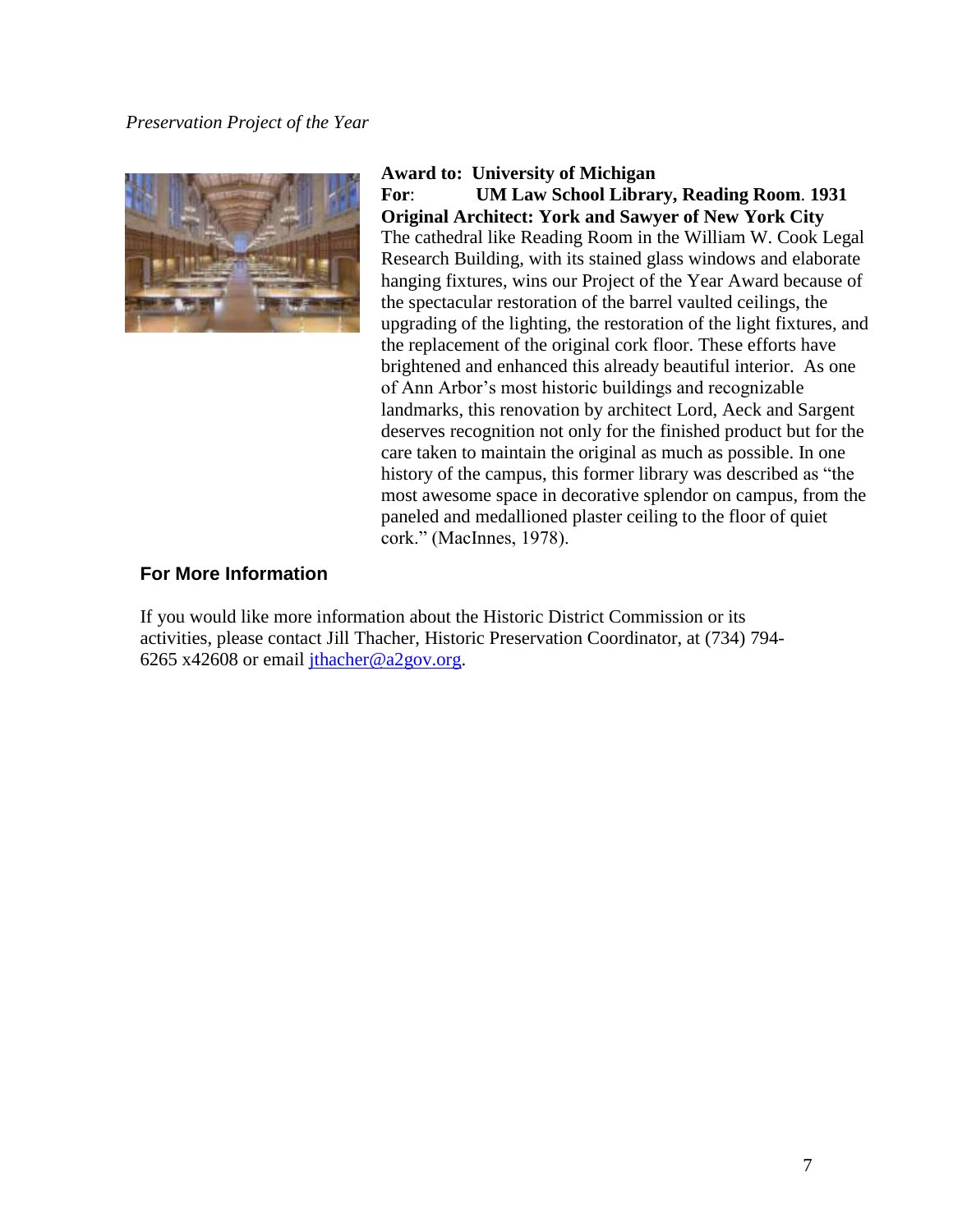*Preservation Project of the Year*

**Award to: University of Michigan**
**For: UM Law School Library, Reading Room. 1931**
**Original Architect: York and Sawyer of New York City**

The cathedral like Reading Room in the William W. Cook Legal Research Building, with its stained glass windows and elaborate hanging fixtures, wins our Project of the Year Award because of the spectacular restoration of the barrel vaulted ceilings, the upgrading of the lighting, the restoration of the light fixtures, and the replacement of the original cork floor. These efforts have brightened and enhanced this already beautiful interior. As one of Ann Arbor's most historic buildings and recognizable landmarks, this renovation by architect Lord, Aeck and Sargent deserves recognition not only for the finished product but for the care taken to maintain the original as much as possible. In one history of the campus, this former library was described as "the most awesome space in decorative splendor on campus, from the paneled and medallioned plaster ceiling to the floor of quiet cork." (MacInnes, 1978).

## For More Information

If you would like more information about the Historic District Commission or its activities, please contact Jill Thacher, Historic Preservation Coordinator, at (734) 794-6265 x42608 or email jthacher@a2gov.org.